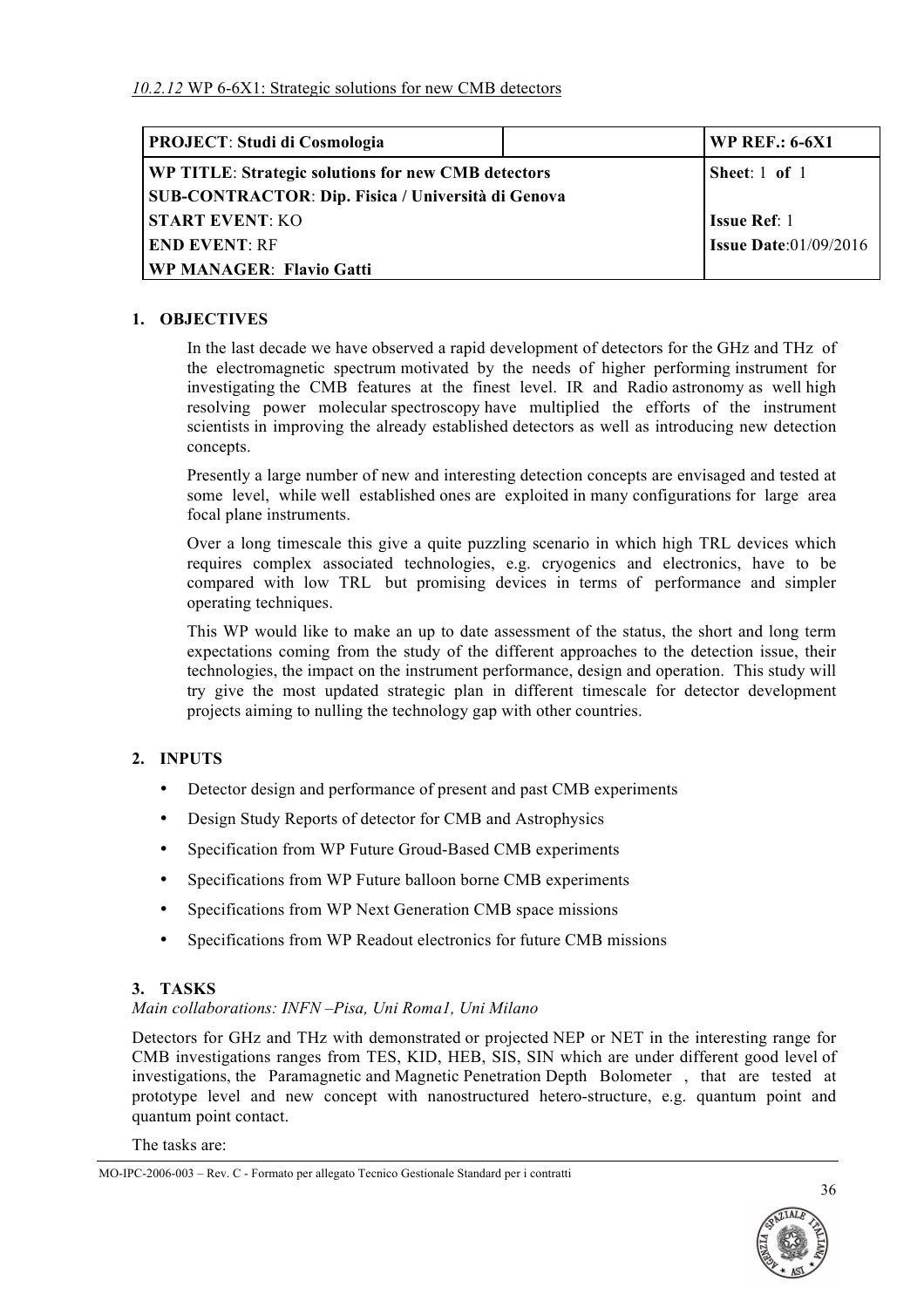*10.2.12* WP 6-6X1: Strategic solutions for new CMB detectors

| **PROJECT**: Studi di Cosmologia | | **WP REF.: 6-6X1** |
|---|---|---|
| **WP TITLE**: Strategic solutions for new CMB detectors<br>**SUB-CONTRACTOR**: Dip. Fisica / Università di Genova | | **Sheet**: 1 **of** 1 |
| **START EVENT**: KO | | **Issue Ref**: 1 |
| **END EVENT**: RF | | **Issue Date**:01/09/2016 |
| **WP MANAGER**: Flavio Gatti | | |

## 1. OBJECTIVES

In the last decade we have observed a rapid development of detectors for the GHz and THz of the electromagnetic spectrum motivated by the needs of higher performing instrument for investigating the CMB features at the finest level. IR and Radio astronomy as well high resolving power molecular spectroscopy have multiplied the efforts of the instrument scientists in improving the already established detectors as well as introducing new detection concepts.

Presently a large number of new and interesting detection concepts are envisaged and tested at some level, while well established ones are exploited in many configurations for large area focal plane instruments.

Over a long timescale this give a quite puzzling scenario in which high TRL devices which requires complex associated technologies, e.g. cryogenics and electronics, have to be compared with low TRL but promising devices in terms of performance and simpler operating techniques.

This WP would like to make an up to date assessment of the status, the short and long term expectations coming from the study of the different approaches to the detection issue, their technologies, the impact on the instrument performance, design and operation. This study will try give the most updated strategic plan in different timescale for detector development projects aiming to nulling the technology gap with other countries.

## 2. INPUTS

- Detector design and performance of present and past CMB experiments
- Design Study Reports of detector for CMB and Astrophysics
- Specification from WP Future Groud-Based CMB experiments
- Specifications from WP Future balloon borne CMB experiments
- Specifications from WP Next Generation CMB space missions
- Specifications from WP Readout electronics for future CMB missions

## 3. TASKS

*Main collaborations: INFN –Pisa, Uni Roma1, Uni Milano*

Detectors for GHz and THz with demonstrated or projected NEP or NET in the interesting range for CMB investigations ranges from TES, KID, HEB, SIS, SIN which are under different good level of investigations, the Paramagnetic and Magnetic Penetration Depth Bolometer , that are tested at prototype level and new concept with nanostructured hetero-structure, e.g. quantum point and quantum point contact.

The tasks are:

MO-IPC-2006-003 – Rev. C - Formato per allegato Tecnico Gestionale Standard per i contratti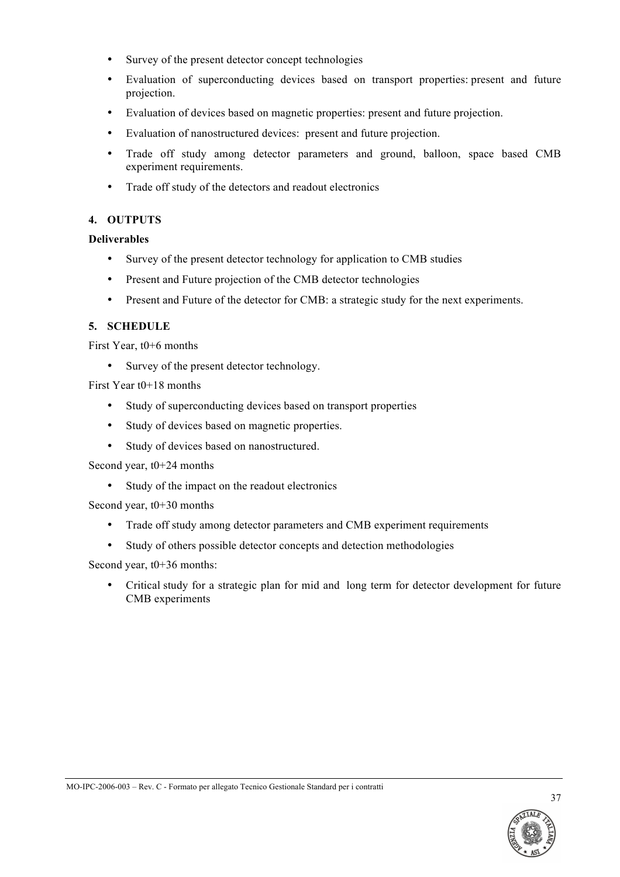- Survey of the present detector concept technologies
- Evaluation of superconducting devices based on transport properties: present and future projection.
- Evaluation of devices based on magnetic properties: present and future projection.
- Evaluation of nanostructured devices: present and future projection.
- Trade off study among detector parameters and ground, balloon, space based CMB experiment requirements.
- Trade off study of the detectors and readout electronics

## 4. OUTPUTS

**Deliverables**

- Survey of the present detector technology for application to CMB studies
- Present and Future projection of the CMB detector technologies
- Present and Future of the detector for CMB: a strategic study for the next experiments.

## 5. SCHEDULE

First Year, t0+6 months

- Survey of the present detector technology.

First Year t0+18 months

- Study of superconducting devices based on transport properties
- Study of devices based on magnetic properties.
- Study of devices based on nanostructured.

Second year, t0+24 months

- Study of the impact on the readout electronics

Second year, t0+30 months

- Trade off study among detector parameters and CMB experiment requirements
- Study of others possible detector concepts and detection methodologies

Second year, t0+36 months:

- Critical study for a strategic plan for mid and long term for detector development for future CMB experiments